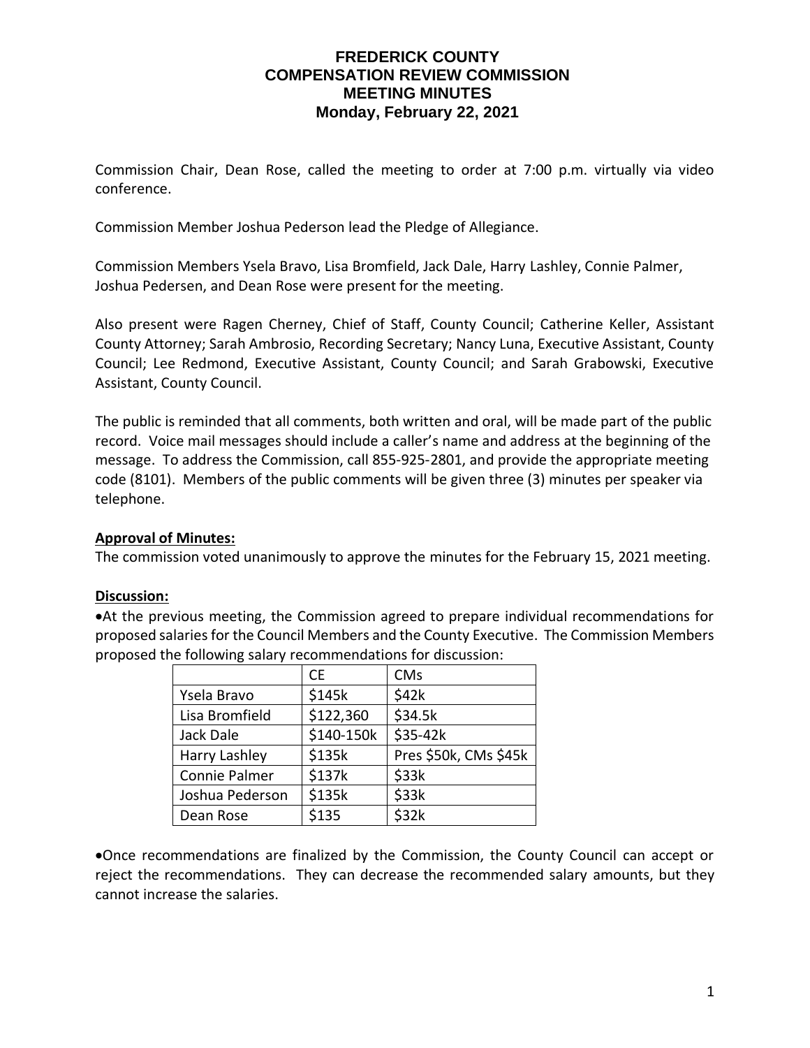# FREDERICK COUNTY
# COMPENSATION REVIEW COMMISSION
# MEETING MINUTES
# Monday, February 22, 2021

Commission Chair, Dean Rose, called the meeting to order at 7:00 p.m. virtually via video conference.

Commission Member Joshua Pederson lead the Pledge of Allegiance.

Commission Members Ysela Bravo, Lisa Bromfield, Jack Dale, Harry Lashley, Connie Palmer, Joshua Pedersen, and Dean Rose were present for the meeting.

Also present were Ragen Cherney, Chief of Staff, County Council; Catherine Keller, Assistant County Attorney; Sarah Ambrosio, Recording Secretary; Nancy Luna, Executive Assistant, County Council; Lee Redmond, Executive Assistant, County Council; and Sarah Grabowski, Executive Assistant, County Council.

The public is reminded that all comments, both written and oral, will be made part of the public record. Voice mail messages should include a caller's name and address at the beginning of the message. To address the Commission, call 855-925-2801, and provide the appropriate meeting code (8101). Members of the public comments will be given three (3) minutes per speaker via telephone.

**Approval of Minutes:**

The commission voted unanimously to approve the minutes for the February 15, 2021 meeting.

**Discussion:**

- At the previous meeting, the Commission agreed to prepare individual recommendations for proposed salaries for the Council Members and the County Executive. The Commission Members proposed the following salary recommendations for discussion:

| | CE | CMs |
|---|---|---|
| Ysela Bravo | $145k | $42k |
| Lisa Bromfield | $122,360 | $34.5k |
| Jack Dale | $140-150k | $35-42k |
| Harry Lashley | $135k | Pres $50k, CMs $45k |
| Connie Palmer | $137k | $33k |
| Joshua Pederson | $135k | $33k |
| Dean Rose | $135 | $32k |

- Once recommendations are finalized by the Commission, the County Council can accept or reject the recommendations. They can decrease the recommended salary amounts, but they cannot increase the salaries.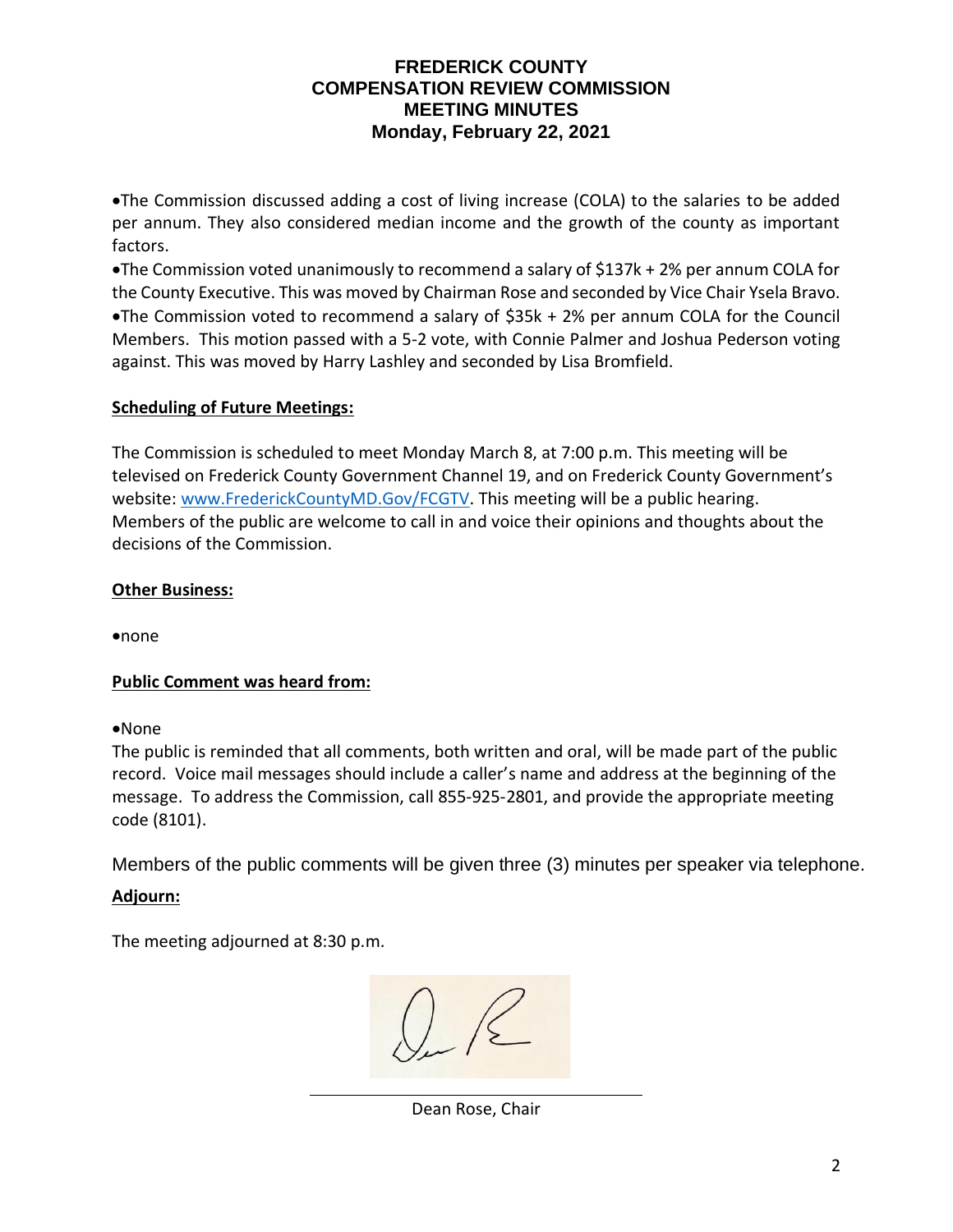# FREDERICK COUNTY
# COMPENSATION REVIEW COMMISSION
# MEETING MINUTES
## Monday, February 22, 2021

- The Commission discussed adding a cost of living increase (COLA) to the salaries to be added per annum. They also considered median income and the growth of the county as important factors.
- The Commission voted unanimously to recommend a salary of $137k + 2% per annum COLA for the County Executive. This was moved by Chairman Rose and seconded by Vice Chair Ysela Bravo.
- The Commission voted to recommend a salary of $35k + 2% per annum COLA for the Council Members. This motion passed with a 5-2 vote, with Connie Palmer and Joshua Pederson voting against. This was moved by Harry Lashley and seconded by Lisa Bromfield.

**Scheduling of Future Meetings:**

The Commission is scheduled to meet Monday March 8, at 7:00 p.m. This meeting will be televised on Frederick County Government Channel 19, and on Frederick County Government's website: www.FrederickCountyMD.Gov/FCGTV. This meeting will be a public hearing. Members of the public are welcome to call in and voice their opinions and thoughts about the decisions of the Commission.

**Other Business:**

- none

**Public Comment was heard from:**

- None

The public is reminded that all comments, both written and oral, will be made part of the public record. Voice mail messages should include a caller's name and address at the beginning of the message. To address the Commission, call 855-925-2801, and provide the appropriate meeting code (8101).

Members of the public comments will be given three (3) minutes per speaker via telephone.

**Adjourn:**

The meeting adjourned at 8:30 p.m.

Dean Rose, Chair